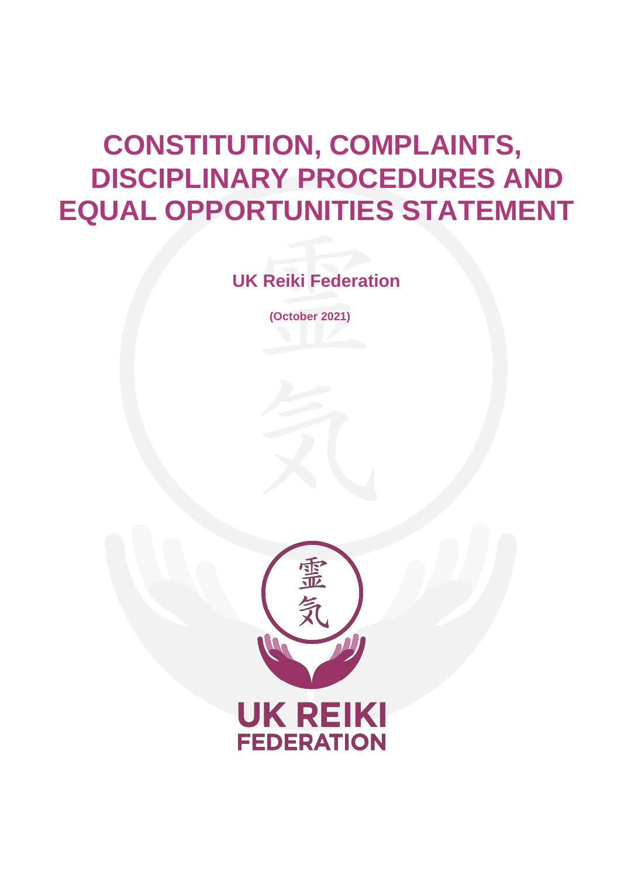# CONSTITUTION, COMPLAINTS, DISCIPLINARY PROCEDURES AND EQUAL OPPORTUNITIES STATEMENT

## UK Reiki Federation

**(October 2021)**

霊
気

UK REIKI
FEDERATION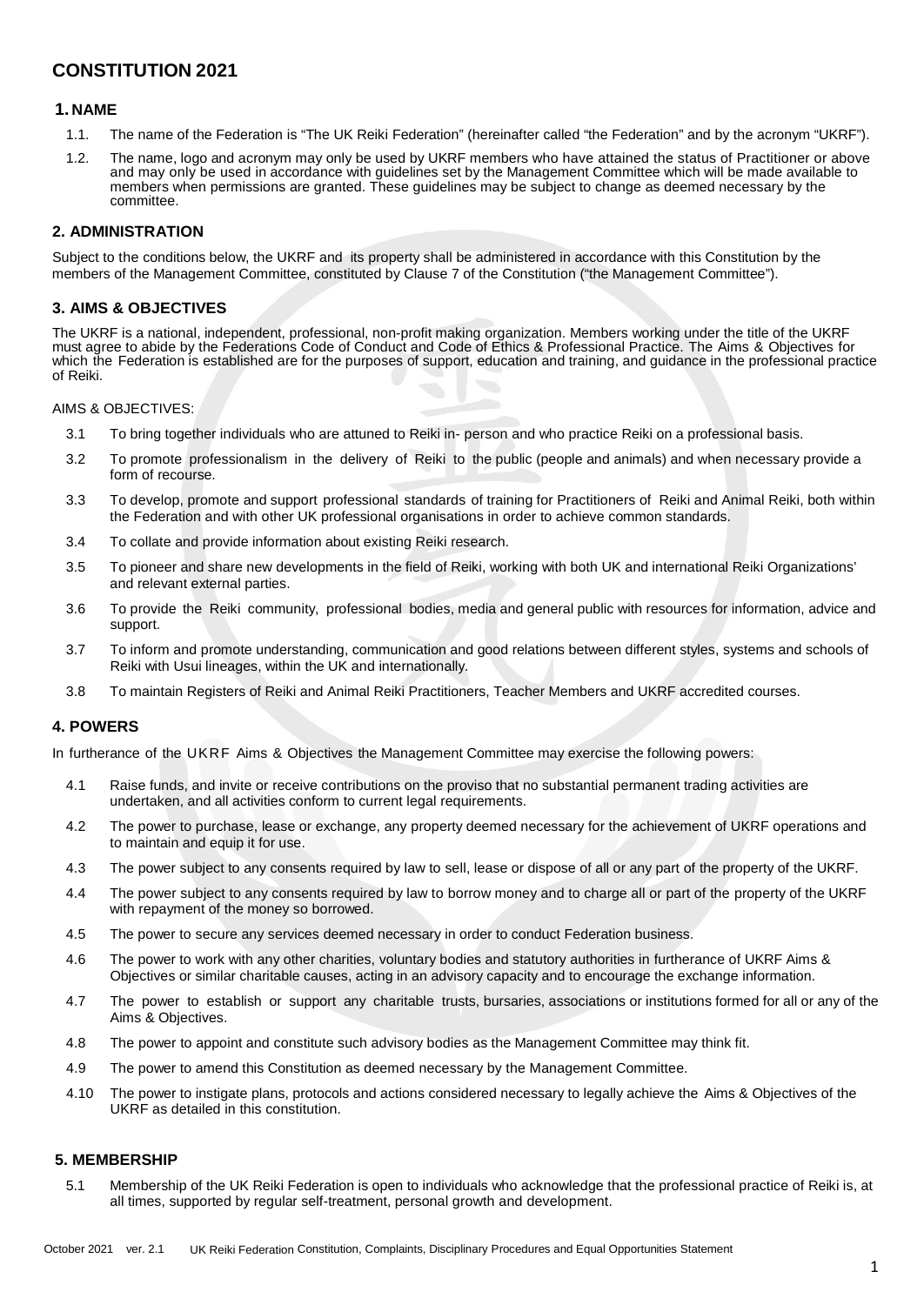# CONSTITUTION 2021

## 1. NAME

1.1. The name of the Federation is "The UK Reiki Federation" (hereinafter called "the Federation" and by the acronym "UKRF").

1.2. The name, logo and acronym may only be used by UKRF members who have attained the status of Practitioner or above and may only be used in accordance with guidelines set by the Management Committee which will be made available to members when permissions are granted. These guidelines may be subject to change as deemed necessary by the committee.

## 2. ADMINISTRATION

Subject to the conditions below, the UKRF and its property shall be administered in accordance with this Constitution by the members of the Management Committee, constituted by Clause 7 of the Constitution ("the Management Committee").

## 3. AIMS & OBJECTIVES

The UKRF is a national, independent, professional, non-profit making organization. Members working under the title of the UKRF must agree to abide by the Federations Code of Conduct and Code of Ethics & Professional Practice. The Aims & Objectives for which the Federation is established are for the purposes of support, education and training, and guidance in the professional practice of Reiki.

AIMS & OBJECTIVES:

3.1 To bring together individuals who are attuned to Reiki in- person and who practice Reiki on a professional basis.

3.2 To promote professionalism in the delivery of Reiki to the public (people and animals) and when necessary provide a form of recourse.

3.3 To develop, promote and support professional standards of training for Practitioners of Reiki and Animal Reiki, both within the Federation and with other UK professional organisations in order to achieve common standards.

3.4 To collate and provide information about existing Reiki research.

3.5 To pioneer and share new developments in the field of Reiki, working with both UK and international Reiki Organizations' and relevant external parties.

3.6 To provide the Reiki community, professional bodies, media and general public with resources for information, advice and support.

3.7 To inform and promote understanding, communication and good relations between different styles, systems and schools of Reiki with Usui lineages, within the UK and internationally.

3.8 To maintain Registers of Reiki and Animal Reiki Practitioners, Teacher Members and UKRF accredited courses.

## 4. POWERS

In furtherance of the UKRF Aims & Objectives the Management Committee may exercise the following powers:

4.1 Raise funds, and invite or receive contributions on the proviso that no substantial permanent trading activities are undertaken, and all activities conform to current legal requirements.

4.2 The power to purchase, lease or exchange, any property deemed necessary for the achievement of UKRF operations and to maintain and equip it for use.

4.3 The power subject to any consents required by law to sell, lease or dispose of all or any part of the property of the UKRF.

4.4 The power subject to any consents required by law to borrow money and to charge all or part of the property of the UKRF with repayment of the money so borrowed.

4.5 The power to secure any services deemed necessary in order to conduct Federation business.

4.6 The power to work with any other charities, voluntary bodies and statutory authorities in furtherance of UKRF Aims & Objectives or similar charitable causes, acting in an advisory capacity and to encourage the exchange information.

4.7 The power to establish or support any charitable trusts, bursaries, associations or institutions formed for all or any of the Aims & Objectives.

4.8 The power to appoint and constitute such advisory bodies as the Management Committee may think fit.

4.9 The power to amend this Constitution as deemed necessary by the Management Committee.

4.10 The power to instigate plans, protocols and actions considered necessary to legally achieve the Aims & Objectives of the UKRF as detailed in this constitution.

## 5. MEMBERSHIP

5.1 Membership of the UK Reiki Federation is open to individuals who acknowledge that the professional practice of Reiki is, at all times, supported by regular self-treatment, personal growth and development.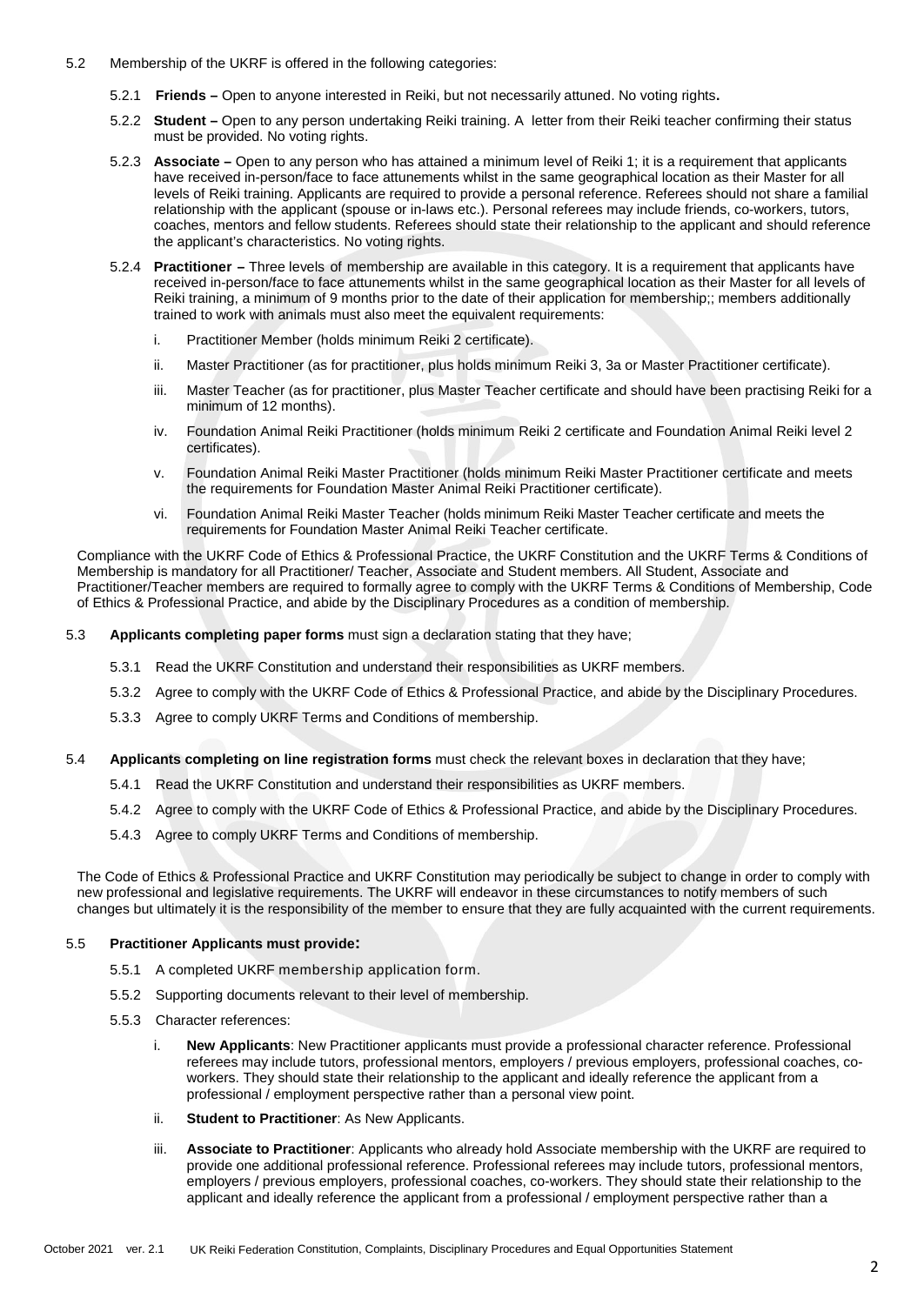5.2 Membership of the UKRF is offered in the following categories:

5.2.1 **Friends –** Open to anyone interested in Reiki, but not necessarily attuned. No voting rights**.**

5.2.2 **Student –** Open to any person undertaking Reiki training. A letter from their Reiki teacher confirming their status must be provided. No voting rights.

5.2.3 **Associate –** Open to any person who has attained a minimum level of Reiki 1; it is a requirement that applicants have received in-person/face to face attunements whilst in the same geographical location as their Master for all levels of Reiki training. Applicants are required to provide a personal reference. Referees should not share a familial relationship with the applicant (spouse or in-laws etc.). Personal referees may include friends, co-workers, tutors, coaches, mentors and fellow students. Referees should state their relationship to the applicant and should reference the applicant's characteristics. No voting rights.

5.2.4 **Practitioner –** Three levels of membership are available in this category. It is a requirement that applicants have received in-person/face to face attunements whilst in the same geographical location as their Master for all levels of Reiki training, a minimum of 9 months prior to the date of their application for membership;; members additionally trained to work with animals must also meet the equivalent requirements:

i. Practitioner Member (holds minimum Reiki 2 certificate).

ii. Master Practitioner (as for practitioner, plus holds minimum Reiki 3, 3a or Master Practitioner certificate).

iii. Master Teacher (as for practitioner, plus Master Teacher certificate and should have been practising Reiki for a minimum of 12 months).

iv. Foundation Animal Reiki Practitioner (holds minimum Reiki 2 certificate and Foundation Animal Reiki level 2 certificates).

v. Foundation Animal Reiki Master Practitioner (holds minimum Reiki Master Practitioner certificate and meets the requirements for Foundation Master Animal Reiki Practitioner certificate).

vi. Foundation Animal Reiki Master Teacher (holds minimum Reiki Master Teacher certificate and meets the requirements for Foundation Master Animal Reiki Teacher certificate.

Compliance with the UKRF Code of Ethics & Professional Practice, the UKRF Constitution and the UKRF Terms & Conditions of Membership is mandatory for all Practitioner/ Teacher, Associate and Student members. All Student, Associate and Practitioner/Teacher members are required to formally agree to comply with the UKRF Terms & Conditions of Membership, Code of Ethics & Professional Practice, and abide by the Disciplinary Procedures as a condition of membership.

5.3 **Applicants completing paper forms** must sign a declaration stating that they have;

5.3.1 Read the UKRF Constitution and understand their responsibilities as UKRF members.

5.3.2 Agree to comply with the UKRF Code of Ethics & Professional Practice, and abide by the Disciplinary Procedures.

5.3.3 Agree to comply UKRF Terms and Conditions of membership.

5.4 **Applicants completing on line registration forms** must check the relevant boxes in declaration that they have;

5.4.1 Read the UKRF Constitution and understand their responsibilities as UKRF members.

5.4.2 Agree to comply with the UKRF Code of Ethics & Professional Practice, and abide by the Disciplinary Procedures.

5.4.3 Agree to comply UKRF Terms and Conditions of membership.

The Code of Ethics & Professional Practice and UKRF Constitution may periodically be subject to change in order to comply with new professional and legislative requirements. The UKRF will endeavor in these circumstances to notify members of such changes but ultimately it is the responsibility of the member to ensure that they are fully acquainted with the current requirements.

5.5 **Practitioner Applicants must provide:**

5.5.1 A completed UKRF membership application form.

5.5.2 Supporting documents relevant to their level of membership.

5.5.3 Character references:

i. **New Applicants**: New Practitioner applicants must provide a professional character reference. Professional referees may include tutors, professional mentors, employers / previous employers, professional coaches, co-workers. They should state their relationship to the applicant and ideally reference the applicant from a professional / employment perspective rather than a personal view point.

ii. **Student to Practitioner**: As New Applicants.

iii. **Associate to Practitioner**: Applicants who already hold Associate membership with the UKRF are required to provide one additional professional reference. Professional referees may include tutors, professional mentors, employers / previous employers, professional coaches, co-workers. They should state their relationship to the applicant and ideally reference the applicant from a professional / employment perspective rather than a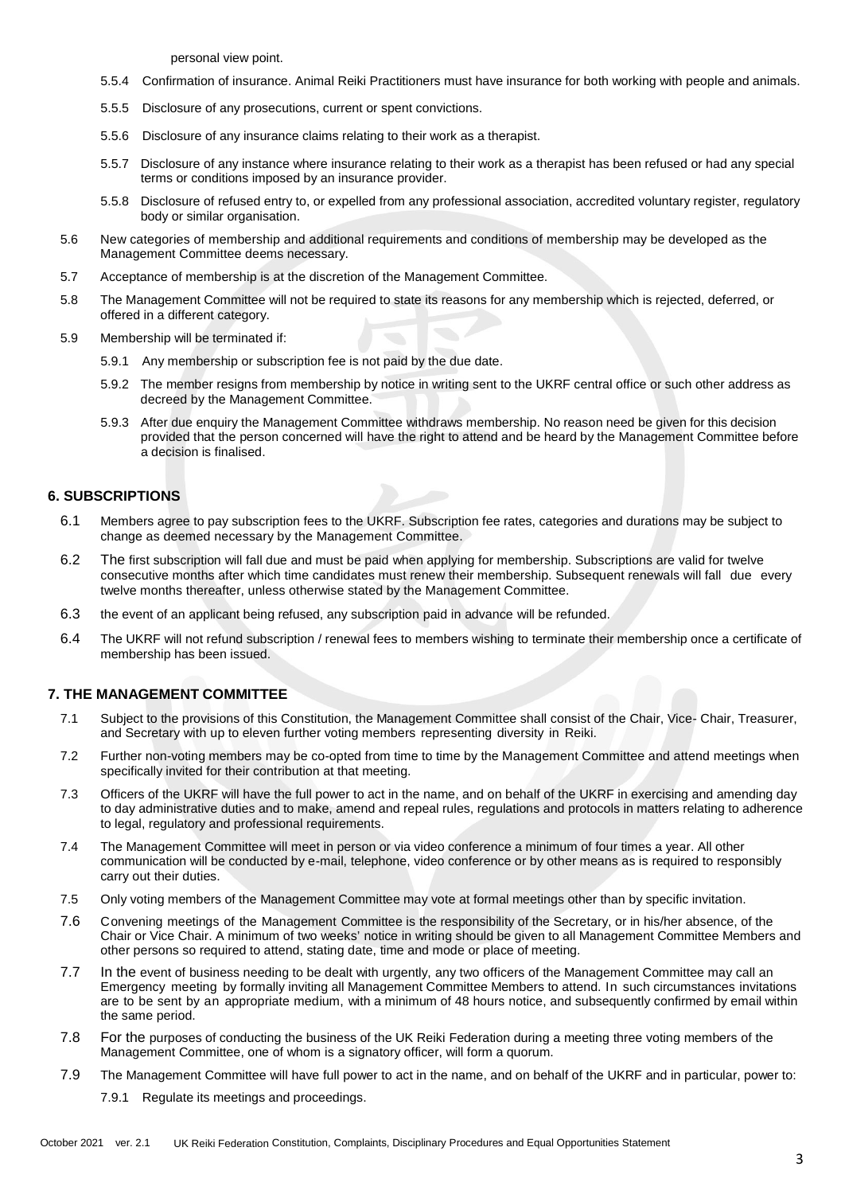personal view point.

5.5.4 Confirmation of insurance. Animal Reiki Practitioners must have insurance for both working with people and animals.

5.5.5 Disclosure of any prosecutions, current or spent convictions.

5.5.6 Disclosure of any insurance claims relating to their work as a therapist.

5.5.7 Disclosure of any instance where insurance relating to their work as a therapist has been refused or had any special terms or conditions imposed by an insurance provider.

5.5.8 Disclosure of refused entry to, or expelled from any professional association, accredited voluntary register, regulatory body or similar organisation.

5.6 New categories of membership and additional requirements and conditions of membership may be developed as the Management Committee deems necessary.

5.7 Acceptance of membership is at the discretion of the Management Committee.

5.8 The Management Committee will not be required to state its reasons for any membership which is rejected, deferred, or offered in a different category.

5.9 Membership will be terminated if:

5.9.1 Any membership or subscription fee is not paid by the due date.

5.9.2 The member resigns from membership by notice in writing sent to the UKRF central office or such other address as decreed by the Management Committee.

5.9.3 After due enquiry the Management Committee withdraws membership. No reason need be given for this decision provided that the person concerned will have the right to attend and be heard by the Management Committee before a decision is finalised.

## 6. SUBSCRIPTIONS

6.1 Members agree to pay subscription fees to the UKRF. Subscription fee rates, categories and durations may be subject to change as deemed necessary by the Management Committee.

6.2 The first subscription will fall due and must be paid when applying for membership. Subscriptions are valid for twelve consecutive months after which time candidates must renew their membership. Subsequent renewals will fall due every twelve months thereafter, unless otherwise stated by the Management Committee.

6.3 the event of an applicant being refused, any subscription paid in advance will be refunded.

6.4 The UKRF will not refund subscription / renewal fees to members wishing to terminate their membership once a certificate of membership has been issued.

## 7. THE MANAGEMENT COMMITTEE

7.1 Subject to the provisions of this Constitution, the Management Committee shall consist of the Chair, Vice- Chair, Treasurer, and Secretary with up to eleven further voting members representing diversity in Reiki.

7.2 Further non-voting members may be co-opted from time to time by the Management Committee and attend meetings when specifically invited for their contribution at that meeting.

7.3 Officers of the UKRF will have the full power to act in the name, and on behalf of the UKRF in exercising and amending day to day administrative duties and to make, amend and repeal rules, regulations and protocols in matters relating to adherence to legal, regulatory and professional requirements.

7.4 The Management Committee will meet in person or via video conference a minimum of four times a year. All other communication will be conducted by e-mail, telephone, video conference or by other means as is required to responsibly carry out their duties.

7.5 Only voting members of the Management Committee may vote at formal meetings other than by specific invitation.

7.6 Convening meetings of the Management Committee is the responsibility of the Secretary, or in his/her absence, of the Chair or Vice Chair. A minimum of two weeks' notice in writing should be given to all Management Committee Members and other persons so required to attend, stating date, time and mode or place of meeting.

7.7 In the event of business needing to be dealt with urgently, any two officers of the Management Committee may call an Emergency meeting by formally inviting all Management Committee Members to attend. In such circumstances invitations are to be sent by an appropriate medium, with a minimum of 48 hours notice, and subsequently confirmed by email within the same period.

7.8 For the purposes of conducting the business of the UK Reiki Federation during a meeting three voting members of the Management Committee, one of whom is a signatory officer, will form a quorum.

7.9 The Management Committee will have full power to act in the name, and on behalf of the UKRF and in particular, power to:

7.9.1 Regulate its meetings and proceedings.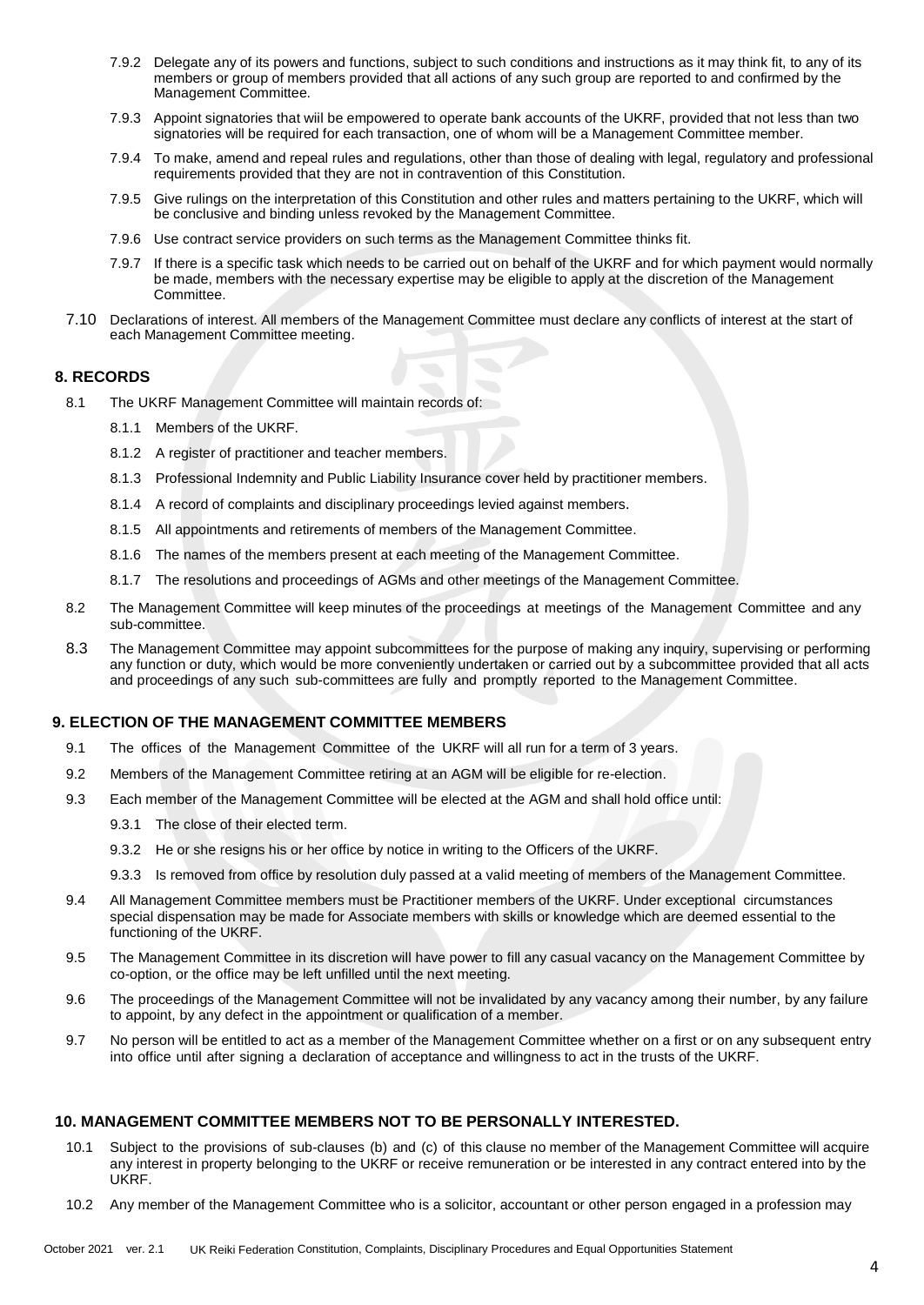7.9.2 Delegate any of its powers and functions, subject to such conditions and instructions as it may think fit, to any of its members or group of members provided that all actions of any such group are reported to and confirmed by the Management Committee.

7.9.3 Appoint signatories that wiil be empowered to operate bank accounts of the UKRF, provided that not less than two signatories will be required for each transaction, one of whom will be a Management Committee member.

7.9.4 To make, amend and repeal rules and regulations, other than those of dealing with legal, regulatory and professional requirements provided that they are not in contravention of this Constitution.

7.9.5 Give rulings on the interpretation of this Constitution and other rules and matters pertaining to the UKRF, which will be conclusive and binding unless revoked by the Management Committee.

7.9.6 Use contract service providers on such terms as the Management Committee thinks fit.

7.9.7 If there is a specific task which needs to be carried out on behalf of the UKRF and for which payment would normally be made, members with the necessary expertise may be eligible to apply at the discretion of the Management Committee.

7.10 Declarations of interest. All members of the Management Committee must declare any conflicts of interest at the start of each Management Committee meeting.

## 8. RECORDS

8.1 The UKRF Management Committee will maintain records of:

8.1.1 Members of the UKRF.

8.1.2 A register of practitioner and teacher members.

8.1.3 Professional Indemnity and Public Liability Insurance cover held by practitioner members.

8.1.4 A record of complaints and disciplinary proceedings levied against members.

8.1.5 All appointments and retirements of members of the Management Committee.

8.1.6 The names of the members present at each meeting of the Management Committee.

8.1.7 The resolutions and proceedings of AGMs and other meetings of the Management Committee.

8.2 The Management Committee will keep minutes of the proceedings at meetings of the Management Committee and any sub-committee.

8.3 The Management Committee may appoint subcommittees for the purpose of making any inquiry, supervising or performing any function or duty, which would be more conveniently undertaken or carried out by a subcommittee provided that all acts and proceedings of any such sub-committees are fully and promptly reported to the Management Committee.

## 9. ELECTION OF THE MANAGEMENT COMMITTEE MEMBERS

9.1 The offices of the Management Committee of the UKRF will all run for a term of 3 years.

9.2 Members of the Management Committee retiring at an AGM will be eligible for re-election.

9.3 Each member of the Management Committee will be elected at the AGM and shall hold office until:

9.3.1 The close of their elected term.

9.3.2 He or she resigns his or her office by notice in writing to the Officers of the UKRF.

9.3.3 Is removed from office by resolution duly passed at a valid meeting of members of the Management Committee.

9.4 All Management Committee members must be Practitioner members of the UKRF. Under exceptional circumstances special dispensation may be made for Associate members with skills or knowledge which are deemed essential to the functioning of the UKRF.

9.5 The Management Committee in its discretion will have power to fill any casual vacancy on the Management Committee by co-option, or the office may be left unfilled until the next meeting.

9.6 The proceedings of the Management Committee will not be invalidated by any vacancy among their number, by any failure to appoint, by any defect in the appointment or qualification of a member.

9.7 No person will be entitled to act as a member of the Management Committee whether on a first or on any subsequent entry into office until after signing a declaration of acceptance and willingness to act in the trusts of the UKRF.

## 10. MANAGEMENT COMMITTEE MEMBERS NOT TO BE PERSONALLY INTERESTED.

10.1 Subject to the provisions of sub-clauses (b) and (c) of this clause no member of the Management Committee will acquire any interest in property belonging to the UKRF or receive remuneration or be interested in any contract entered into by the UKRF.

10.2 Any member of the Management Committee who is a solicitor, accountant or other person engaged in a profession may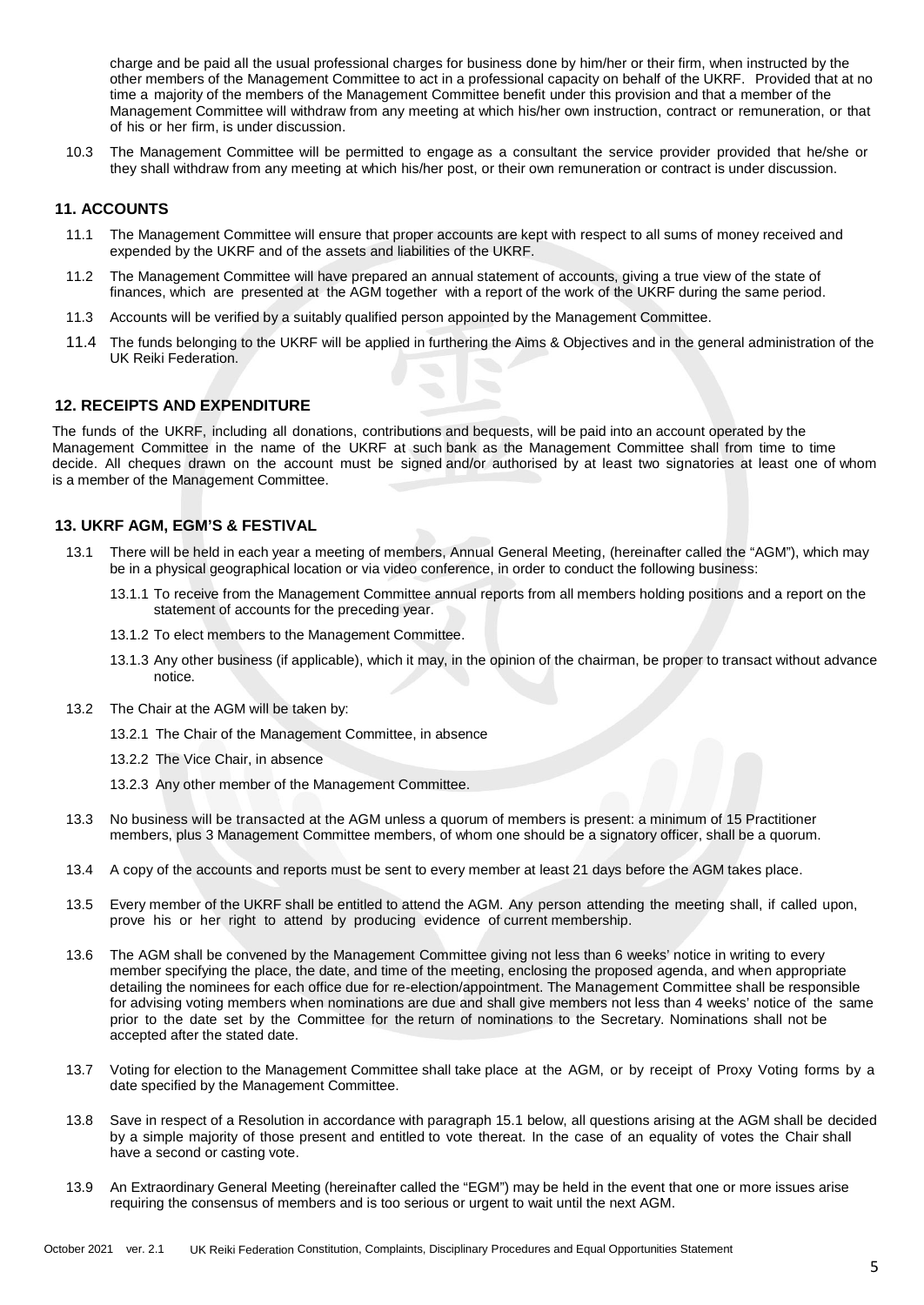charge and be paid all the usual professional charges for business done by him/her or their firm, when instructed by the other members of the Management Committee to act in a professional capacity on behalf of the UKRF. Provided that at no time a majority of the members of the Management Committee benefit under this provision and that a member of the Management Committee will withdraw from any meeting at which his/her own instruction, contract or remuneration, or that of his or her firm, is under discussion.

10.3 The Management Committee will be permitted to engage as a consultant the service provider provided that he/she or they shall withdraw from any meeting at which his/her post, or their own remuneration or contract is under discussion.

## 11. ACCOUNTS

11.1 The Management Committee will ensure that proper accounts are kept with respect to all sums of money received and expended by the UKRF and of the assets and liabilities of the UKRF.

11.2 The Management Committee will have prepared an annual statement of accounts, giving a true view of the state of finances, which are presented at the AGM together with a report of the work of the UKRF during the same period.

11.3 Accounts will be verified by a suitably qualified person appointed by the Management Committee.

11.4 The funds belonging to the UKRF will be applied in furthering the Aims & Objectives and in the general administration of the UK Reiki Federation.

## 12. RECEIPTS AND EXPENDITURE

The funds of the UKRF, including all donations, contributions and bequests, will be paid into an account operated by the Management Committee in the name of the UKRF at such bank as the Management Committee shall from time to time decide. All cheques drawn on the account must be signed and/or authorised by at least two signatories at least one of whom is a member of the Management Committee.

## 13. UKRF AGM, EGM'S & FESTIVAL

13.1 There will be held in each year a meeting of members, Annual General Meeting, (hereinafter called the "AGM"), which may be in a physical geographical location or via video conference, in order to conduct the following business:

13.1.1 To receive from the Management Committee annual reports from all members holding positions and a report on the statement of accounts for the preceding year.

13.1.2 To elect members to the Management Committee.

13.1.3 Any other business (if applicable), which it may, in the opinion of the chairman, be proper to transact without advance notice.

13.2 The Chair at the AGM will be taken by:

13.2.1 The Chair of the Management Committee, in absence

13.2.2 The Vice Chair, in absence

13.2.3 Any other member of the Management Committee.

13.3 No business will be transacted at the AGM unless a quorum of members is present: a minimum of 15 Practitioner members, plus 3 Management Committee members, of whom one should be a signatory officer, shall be a quorum.

13.4 A copy of the accounts and reports must be sent to every member at least 21 days before the AGM takes place.

13.5 Every member of the UKRF shall be entitled to attend the AGM. Any person attending the meeting shall, if called upon, prove his or her right to attend by producing evidence of current membership.

13.6 The AGM shall be convened by the Management Committee giving not less than 6 weeks' notice in writing to every member specifying the place, the date, and time of the meeting, enclosing the proposed agenda, and when appropriate detailing the nominees for each office due for re-election/appointment. The Management Committee shall be responsible for advising voting members when nominations are due and shall give members not less than 4 weeks' notice of the same prior to the date set by the Committee for the return of nominations to the Secretary. Nominations shall not be accepted after the stated date.

13.7 Voting for election to the Management Committee shall take place at the AGM, or by receipt of Proxy Voting forms by a date specified by the Management Committee.

13.8 Save in respect of a Resolution in accordance with paragraph 15.1 below, all questions arising at the AGM shall be decided by a simple majority of those present and entitled to vote thereat. In the case of an equality of votes the Chair shall have a second or casting vote.

13.9 An Extraordinary General Meeting (hereinafter called the "EGM") may be held in the event that one or more issues arise requiring the consensus of members and is too serious or urgent to wait until the next AGM.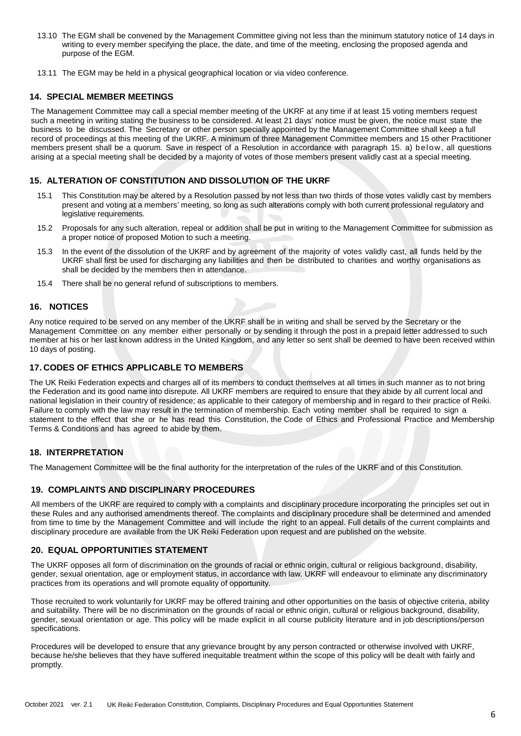13.10 The EGM shall be convened by the Management Committee giving not less than the minimum statutory notice of 14 days in writing to every member specifying the place, the date, and time of the meeting, enclosing the proposed agenda and purpose of the EGM.

13.11 The EGM may be held in a physical geographical location or via video conference.

## 14. SPECIAL MEMBER MEETINGS

The Management Committee may call a special member meeting of the UKRF at any time if at least 15 voting members request such a meeting in writing stating the business to be considered. At least 21 days' notice must be given, the notice must state the business to be discussed. The Secretary or other person specially appointed by the Management Committee shall keep a full record of proceedings at this meeting of the UKRF. A minimum of three Management Committee members and 15 other Practitioner members present shall be a quorum. Save in respect of a Resolution in accordance with paragraph 15. a) below, all questions arising at a special meeting shall be decided by a majority of votes of those members present validly cast at a special meeting.

## 15. ALTERATION OF CONSTITUTION AND DISSOLUTION OF THE UKRF

15.1 This Constitution may be altered by a Resolution passed by not less than two thirds of those votes validly cast by members present and voting at a members' meeting, so long as such alterations comply with both current professional regulatory and legislative requirements.

15.2 Proposals for any such alteration, repeal or addition shall be put in writing to the Management Committee for submission as a proper notice of proposed Motion to such a meeting.

15.3 In the event of the dissolution of the UKRF and by agreement of the majority of votes validly cast, all funds held by the UKRF shall first be used for discharging any liabilities and then be distributed to charities and worthy organisations as shall be decided by the members then in attendance.

15.4 There shall be no general refund of subscriptions to members.

## 16. NOTICES

Any notice required to be served on any member of the UKRF shall be in writing and shall be served by the Secretary or the Management Committee on any member either personally or by sending it through the post in a prepaid letter addressed to such member at his or her last known address in the United Kingdom, and any letter so sent shall be deemed to have been received within 10 days of posting.

## 17. CODES OF ETHICS APPLICABLE TO MEMBERS

The UK Reiki Federation expects and charges all of its members to conduct themselves at all times in such manner as to not bring the Federation and its good name into disrepute. All UKRF members are required to ensure that they abide by all current local and national legislation in their country of residence; as applicable to their category of membership and in regard to their practice of Reiki. Failure to comply with the law may result in the termination of membership. Each voting member shall be required to sign a statement to the effect that she or he has read this Constitution, the Code of Ethics and Professional Practice and Membership Terms & Conditions and has agreed to abide by them.

## 18. INTERPRETATION

The Management Committee will be the final authority for the interpretation of the rules of the UKRF and of this Constitution.

## 19. COMPLAINTS AND DISCIPLINARY PROCEDURES

All members of the UKRF are required to comply with a complaints and disciplinary procedure incorporating the principles set out in these Rules and any authorised amendments thereof. The complaints and disciplinary procedure shall be determined and amended from time to time by the Management Committee and will include the right to an appeal. Full details of the current complaints and disciplinary procedure are available from the UK Reiki Federation upon request and are published on the website.

## 20. EQUAL OPPORTUNITIES STATEMENT

The UKRF opposes all form of discrimination on the grounds of racial or ethnic origin, cultural or religious background, disability, gender, sexual orientation, age or employment status, in accordance with law. UKRF will endeavour to eliminate any discriminatory practices from its operations and will promote equality of opportunity.

Those recruited to work voluntarily for UKRF may be offered training and other opportunities on the basis of objective criteria, ability and suitability. There will be no discrimination on the grounds of racial or ethnic origin, cultural or religious background, disability, gender, sexual orientation or age. This policy will be made explicit in all course publicity literature and in job descriptions/person specifications.

Procedures will be developed to ensure that any grievance brought by any person contracted or otherwise involved with UKRF, because he/she believes that they have suffered inequitable treatment within the scope of this policy will be dealt with fairly and promptly.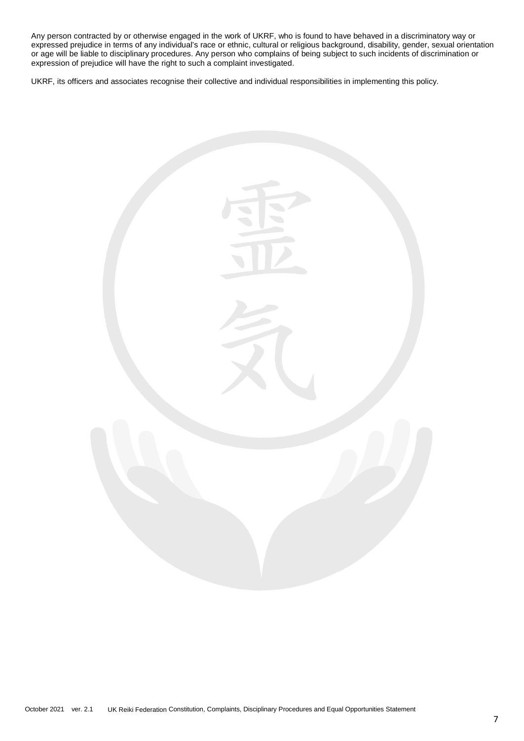Any person contracted by or otherwise engaged in the work of UKRF, who is found to have behaved in a discriminatory way or expressed prejudice in terms of any individual's race or ethnic, cultural or religious background, disability, gender, sexual orientation or age will be liable to disciplinary procedures. Any person who complains of being subject to such incidents of discrimination or expression of prejudice will have the right to such a complaint investigated.

UKRF, its officers and associates recognise their collective and individual responsibilities in implementing this policy.